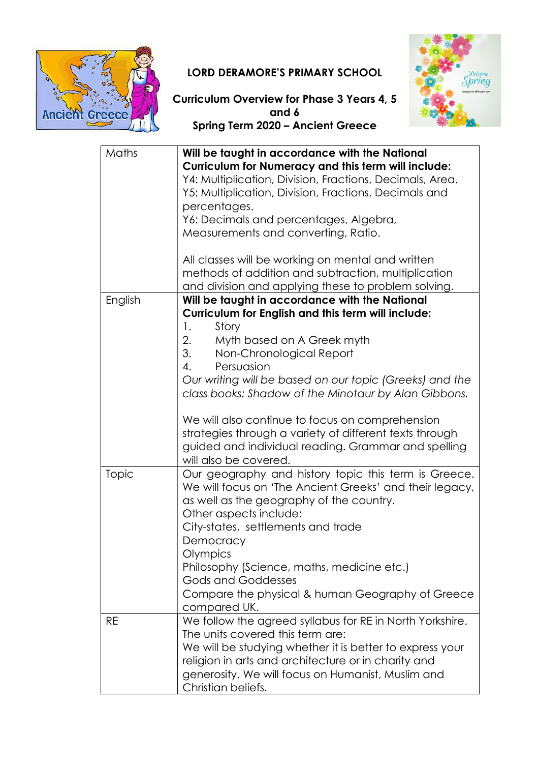# LORD DERAMORE'S PRIMARY SCHOOL

## Curriculum Overview for Phase 3 Years 4, 5 and 6
## Spring Term 2020 – Ancient Greece

| | |
|---|---|
| Maths | **Will be taught in accordance with the National Curriculum for Numeracy and this term will include:**<br>Y4: Multiplication, Division, Fractions, Decimals, Area.<br>Y5: Multiplication, Division, Fractions, Decimals and percentages.<br>Y6: Decimals and percentages, Algebra, Measurements and converting, Ratio.<br><br>All classes will be working on mental and written methods of addition and subtraction, multiplication and division and applying these to problem solving. |
| English | **Will be taught in accordance with the National Curriculum for English and this term will include:**<br>1. Story<br>2. Myth based on A Greek myth<br>3. Non-Chronological Report<br>4. Persuasion<br>*Our writing will be based on our topic (Greeks) and the class books: Shadow of the Minotaur by Alan Gibbons.*<br><br>We will also continue to focus on comprehension strategies through a variety of different texts through guided and individual reading. Grammar and spelling will also be covered. |
| Topic | Our geography and history topic this term is Greece. We will focus on 'The Ancient Greeks' and their legacy, as well as the geography of the country.<br>Other aspects include:<br>City-states, settlements and trade<br>Democracy<br>Olympics<br>Philosophy (Science, maths, medicine etc.)<br>Gods and Goddesses<br>Compare the physical & human Geography of Greece compared UK. |
| RE | We follow the agreed syllabus for RE in North Yorkshire.<br>The units covered this term are:<br>We will be studying whether it is better to express your religion in arts and architecture or in charity and generosity. We will focus on Humanist, Muslim and Christian beliefs. |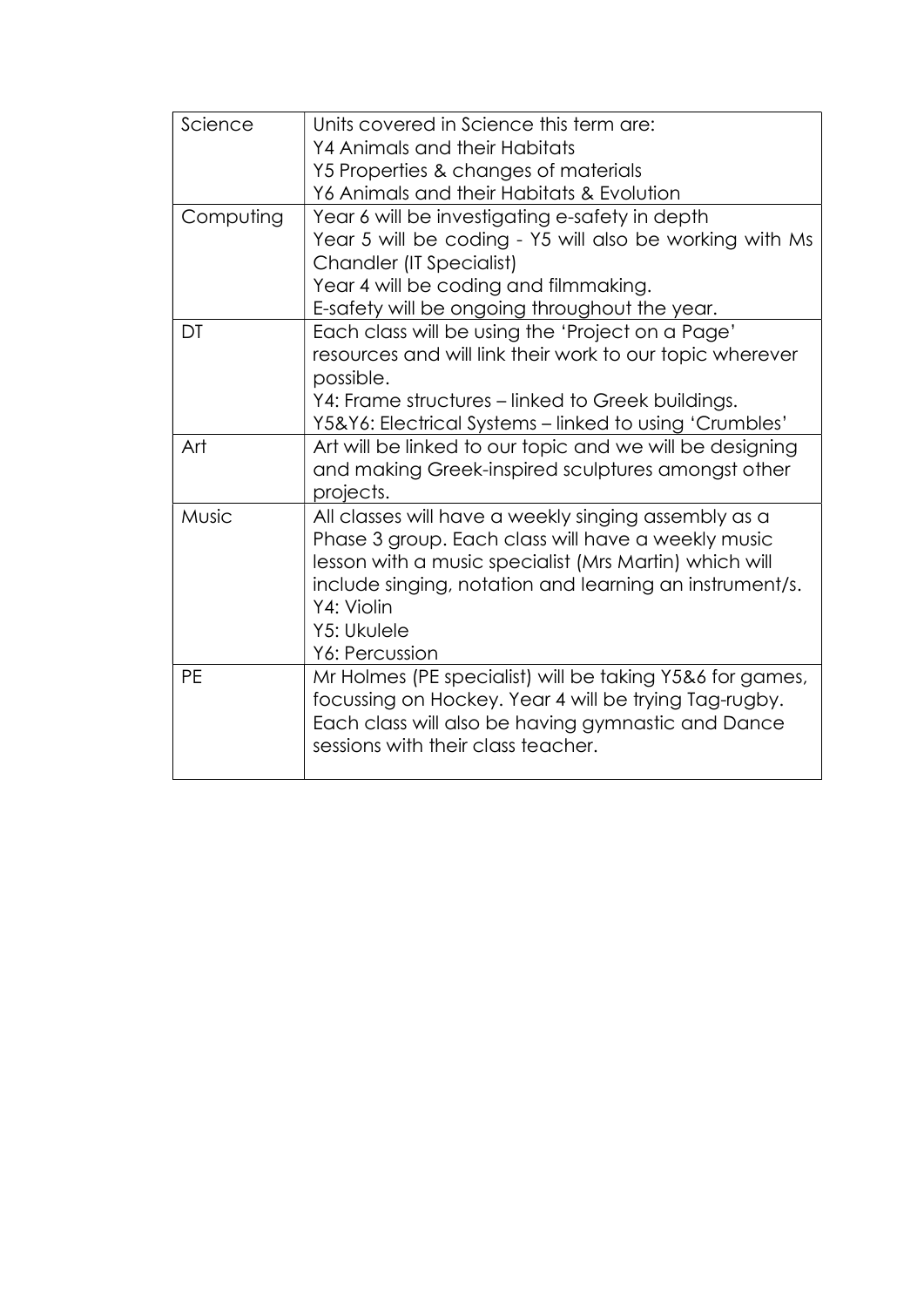| | |
|---|---|
| Science | Units covered in Science this term are:<br>Y4 Animals and their Habitats<br>Y5 Properties & changes of materials<br>Y6 Animals and their Habitats & Evolution |
| Computing | Year 6 will be investigating e-safety in depth<br>Year 5 will be coding - Y5 will also be working with Ms Chandler (IT Specialist)<br>Year 4 will be coding and filmmaking.<br>E-safety will be ongoing throughout the year. |
| DT | Each class will be using the 'Project on a Page' resources and will link their work to our topic wherever possible.<br>Y4: Frame structures – linked to Greek buildings.<br>Y5&Y6: Electrical Systems – linked to using 'Crumbles' |
| Art | Art will be linked to our topic and we will be designing and making Greek-inspired sculptures amongst other projects. |
| Music | All classes will have a weekly singing assembly as a Phase 3 group. Each class will have a weekly music lesson with a music specialist (Mrs Martin) which will include singing, notation and learning an instrument/s.<br>Y4: Violin<br>Y5: Ukulele<br>Y6: Percussion |
| PE | Mr Holmes (PE specialist) will be taking Y5&6 for games, focussing on Hockey. Year 4 will be trying Tag-rugby. Each class will also be having gymnastic and Dance sessions with their class teacher. |